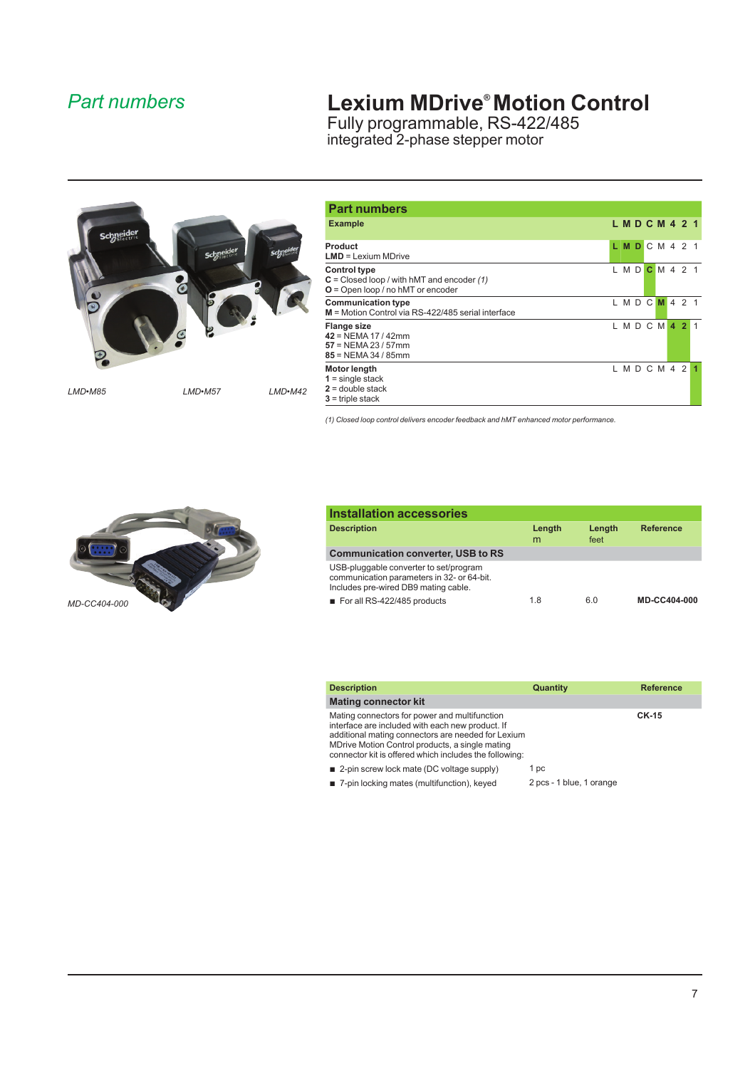## Part numbers

# Lexium MDrive® Motion Control

Fully programmable, RS-422/485
integrated 2-phase stepper motor

*LMD•M85*  *LMD•M57*  *LMD•M42*

| Part numbers | |
|---|---|
| **Example** | **L M D C M 4 2 1** |
| **Product**<br>**LMD** = Lexium MDrive | **L M D** C M 4 2 1 |
| **Control type**<br>**C** = Closed loop / with hMT and encoder *(1)*<br>**O** = Open loop / no hMT or encoder | L M D **C** M 4 2 1 |
| **Communication type**<br>**M** = Motion Control via RS-422/485 serial interface | L M D C **M** 4 2 1 |
| **Flange size**<br>**42** = NEMA 17 / 42mm<br>**57** = NEMA 23 / 57mm<br>**85** = NEMA 34 / 85mm | L M D C M **4 2** 1 |
| **Motor length**<br>**1** = single stack<br>**2** = double stack<br>**3** = triple stack | L M D C M 4 2 **1** |

*(1) Closed loop control delivers encoder feedback and hMT enhanced motor performance.*

*MD-CC404-000*

## Installation accessories

| Description | Length m | Length feet | Reference |
|---|---|---|---|
| **Communication converter, USB to RS** | | | |
| USB-pluggable converter to set/program communication parameters in 32- or 64-bit. Includes pre-wired DB9 mating cable. | | | |
| ■ For all RS-422/485 products | 1.8 | 6.0 | **MD-CC404-000** |

| Description | Quantity | Reference |
|---|---|---|
| **Mating connector kit** | | |
| Mating connectors for power and multifunction interface are included with each new product. If additional mating connectors are needed for Lexium MDrive Motion Control products, a single mating connector kit is offered which includes the following: | | **CK-15** |
| ■ 2-pin screw lock mate (DC voltage supply) | 1 pc | |
| ■ 7-pin locking mates (multifunction), keyed | 2 pcs - 1 blue, 1 orange | |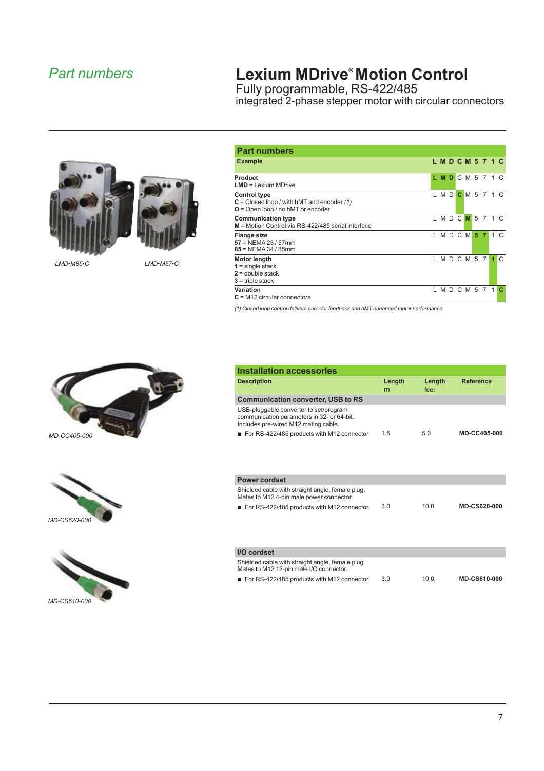## Part numbers

# Lexium MDrive® Motion Control

Fully programmable, RS-422/485
integrated 2-phase stepper motor with circular connectors

LMD•M85•C

LMD•M57•C

### Part numbers

| Example | L M D C M 5 7 1 C |
|---|---|
| **Product**<br>**LMD** = Lexium MDrive | **L M D** C M 5 7 1 C |
| **Control type**<br>**C** = Closed loop / with hMT and encoder *(1)*<br>**O** = Open loop / no hMT or encoder | L M D **C** M 5 7 1 C |
| **Communication type**<br>**M** = Motion Control via RS-422/485 serial interface | L M D C **M** 5 7 1 C |
| **Flange size**<br>**57** = NEMA 23 / 57mm<br>**85** = NEMA 34 / 85mm | L M D C M **5 7** 1 C |
| **Motor length**<br>**1** = single stack<br>**2** = double stack<br>**3** = triple stack | L M D C M 5 7 **1** C |
| **Variation**<br>**C** = M12 circular connectors | L M D C M 5 7 1 **C** |

*(1) Closed loop control delivers encoder feedback and hMT enhanced motor performance.*

MD-CC405-000

MD-CS620-000

MD-CS610-000

### Installation accessories

| Description | Length m | Length feet | Reference |
|---|---|---|---|
| **Communication converter, USB to RS** | | | |
| USB-pluggable converter to set/program communication parameters in 32- or 64-bit. Includes pre-wired M12 mating cable. | | | |
| ■ For RS-422/485 products with M12 connector | 1.5 | 5.0 | **MD-CC405-000** |
| **Power cordset** | | | |
| Shielded cable with straight angle, female plug. Mates to M12 4-pin male power connector. | | | |
| ■ For RS-422/485 products with M12 connector | 3.0 | 10.0 | **MD-CS620-000** |
| **I/O cordset** | | | |
| Shielded cable with straight angle, female plug. Mates to M12 12-pin male I/O connector. | | | |
| ■ For RS-422/485 products with M12 connector | 3.0 | 10.0 | **MD-CS610-000** |